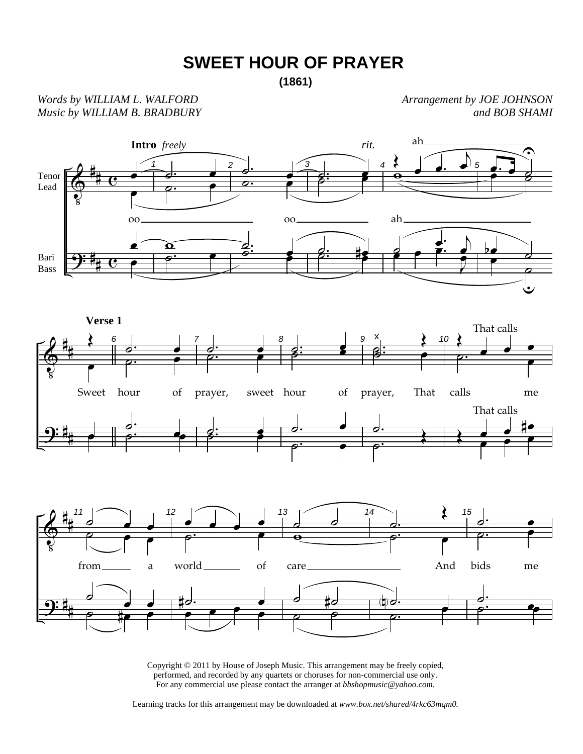# SWEET HOUR OF PRAYER

**(1861)**

*Words by WILLIAM L. WALFORD*
*Music by WILLIAM B. BRADBURY*

*Arrangement by JOE JOHNSON and BOB SHAMI*

Copyright © 2011 by House of Joseph Music. This arrangement may be freely copied, performed, and recorded by any quartets or choruses for non-commercial use only. For any commercial use please contact the arranger at *bbshopmusic@yahoo.com*.

Learning tracks for this arrangement may be downloaded at *www.box.net/shared/4rkc63mqm0*.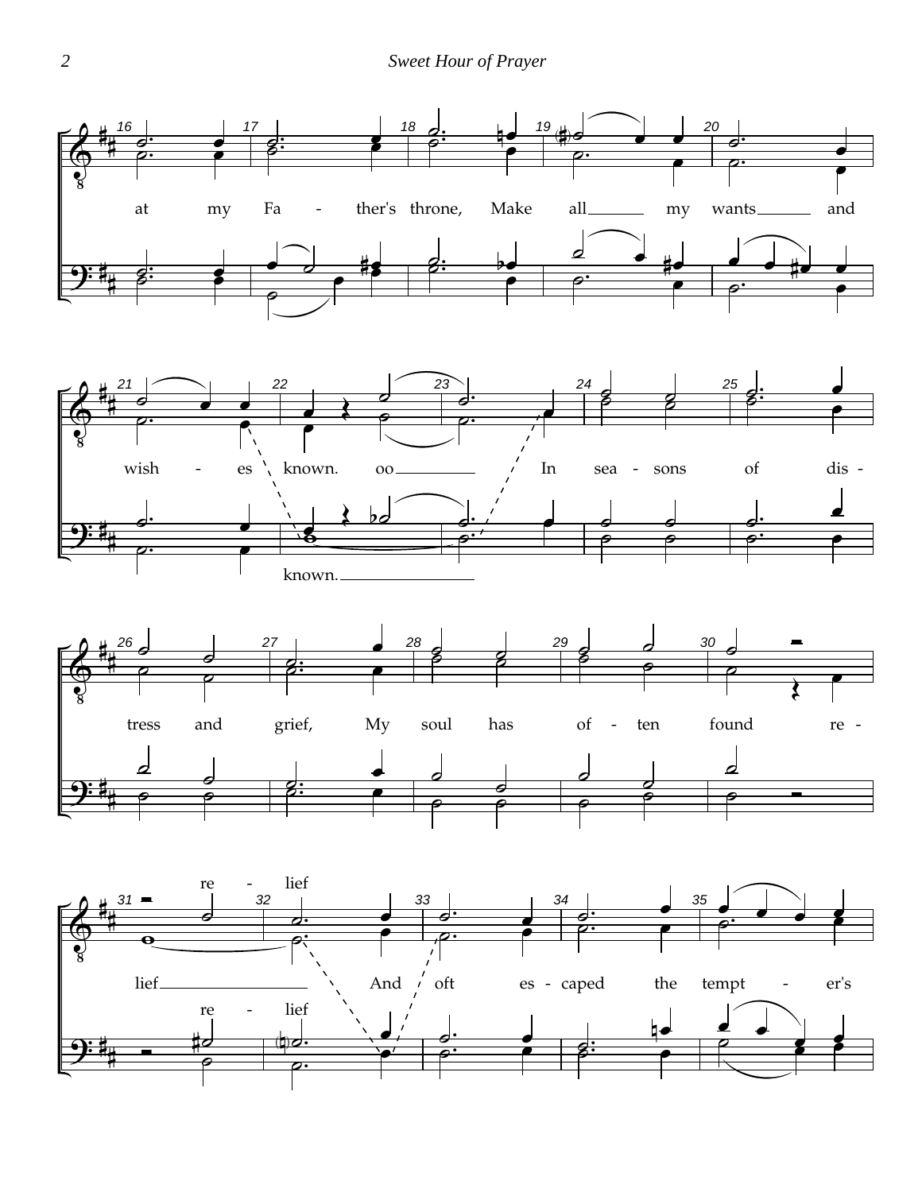at my Fa - ther's throne, Make all my wants and

wish - es known. oo In sea - sons of dis -

known.

tress and grief, My soul has of - ten found re -

re - lief

lief And oft es - caped the tempt - er's

re - lief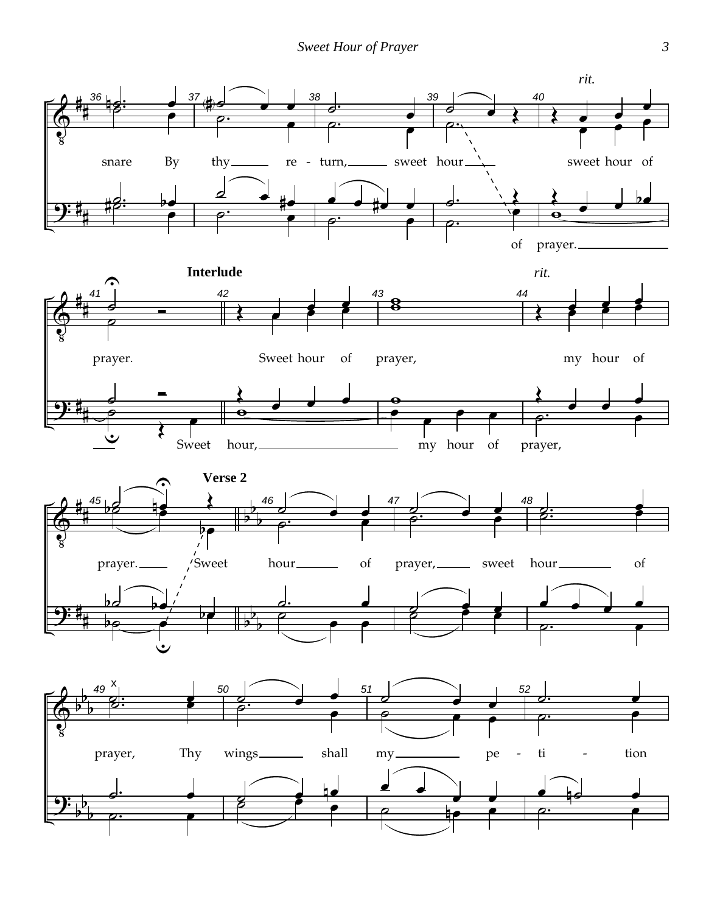*rit.*

snare By thy re - turn, sweet hour sweet hour of

of prayer.

**Interlude**

*rit.*

prayer. Sweet hour of prayer, my hour of

Sweet hour, my hour of prayer,

**Verse 2**

prayer. Sweet hour of prayer, sweet hour of

prayer, Thy wings shall my pe - ti - tion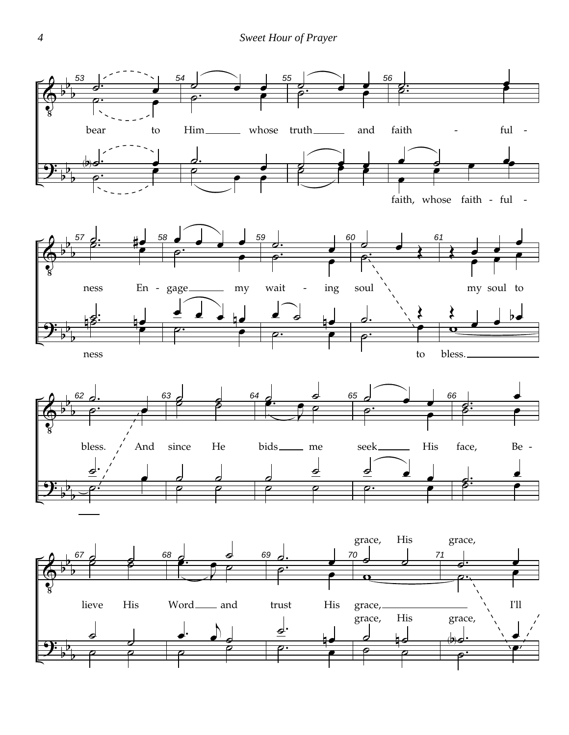bear to Him whose truth and faith - ful -

faith, whose faith - ful -

ness En - gage my wait - ing soul my soul to

ness to bless.

bless. And since He bids me seek His face, Be -

grace, His grace,

lieve His Word and trust His grace, I'll

grace, His grace,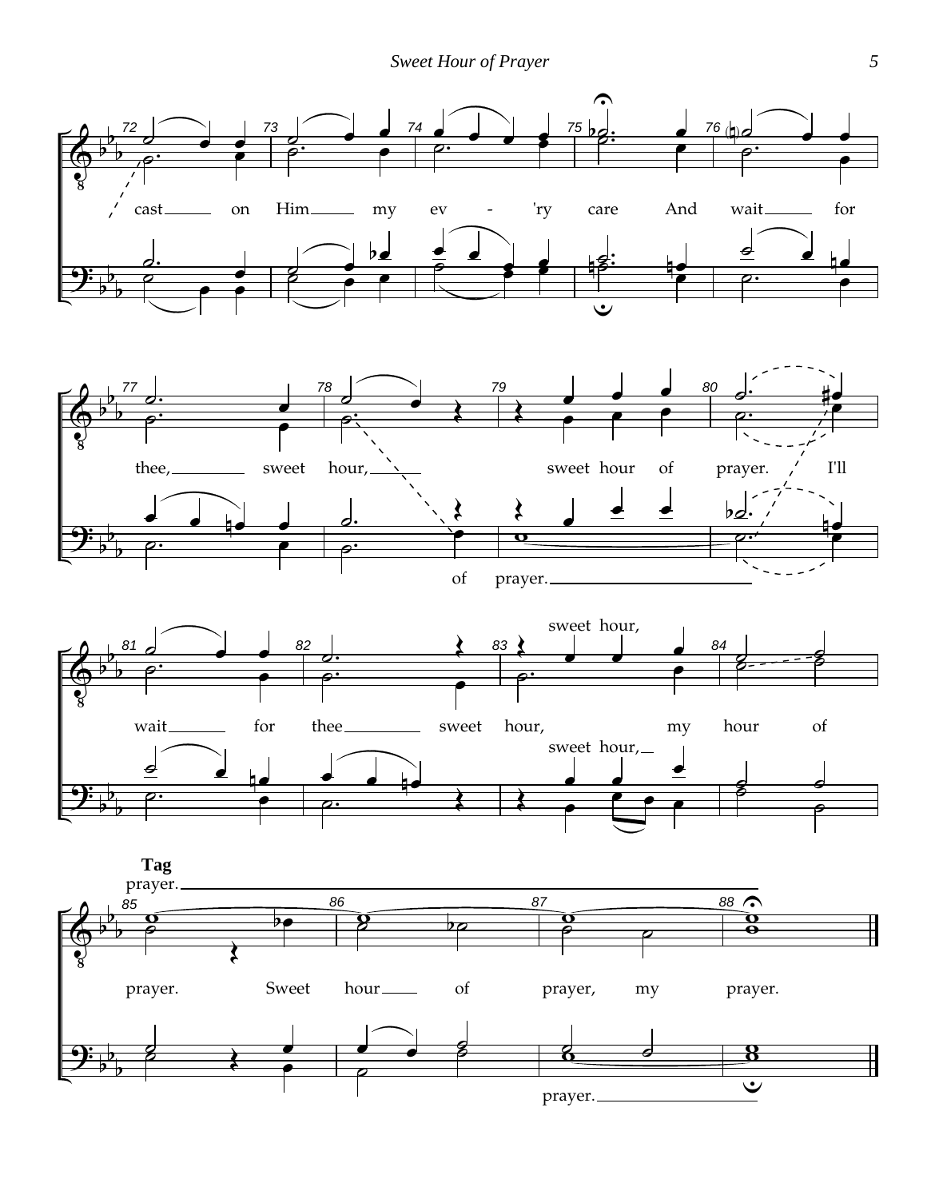cast on Him my ev - 'ry care And wait for

thee, sweet hour, sweet hour of prayer. I'll

of prayer.

sweet hour,

wait for thee sweet hour, my hour of

sweet hour,

**Tag**

prayer.

prayer. Sweet hour of prayer, my prayer.

prayer.